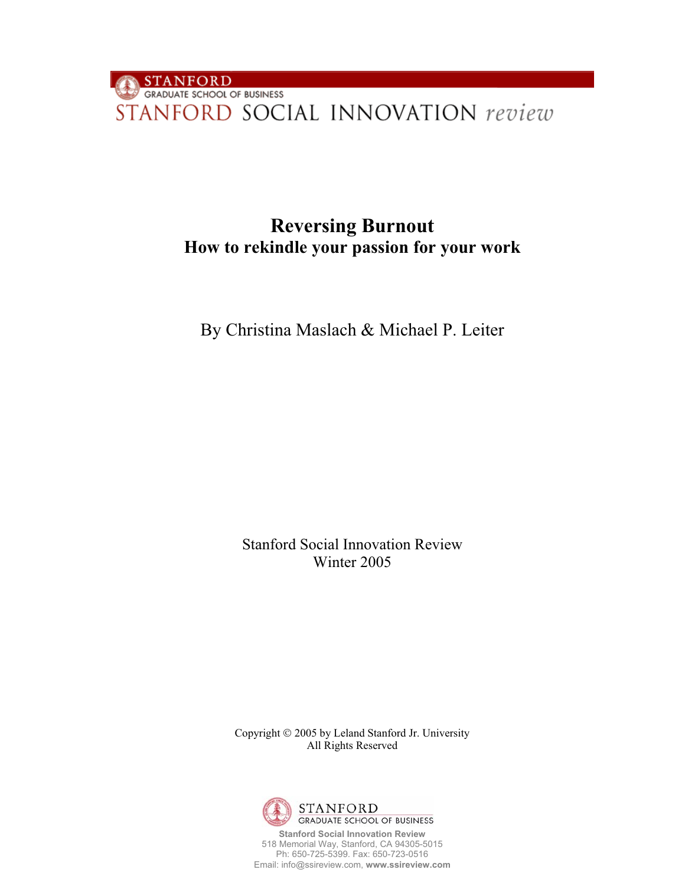STANFORD
GRADUATE SCHOOL OF BUSINESS
STANFORD SOCIAL INNOVATION *review*

# Reversing Burnout
## How to rekindle your passion for your work

By Christina Maslach & Michael P. Leiter

Stanford Social Innovation Review
Winter 2005

Copyright © 2005 by Leland Stanford Jr. University
All Rights Reserved

STANFORD
GRADUATE SCHOOL OF BUSINESS
**Stanford Social Innovation Review**
518 Memorial Way, Stanford, CA 94305-5015
Ph: 650-725-5399. Fax: 650-723-0516
Email: info@ssireview.com, **www.ssireview.com**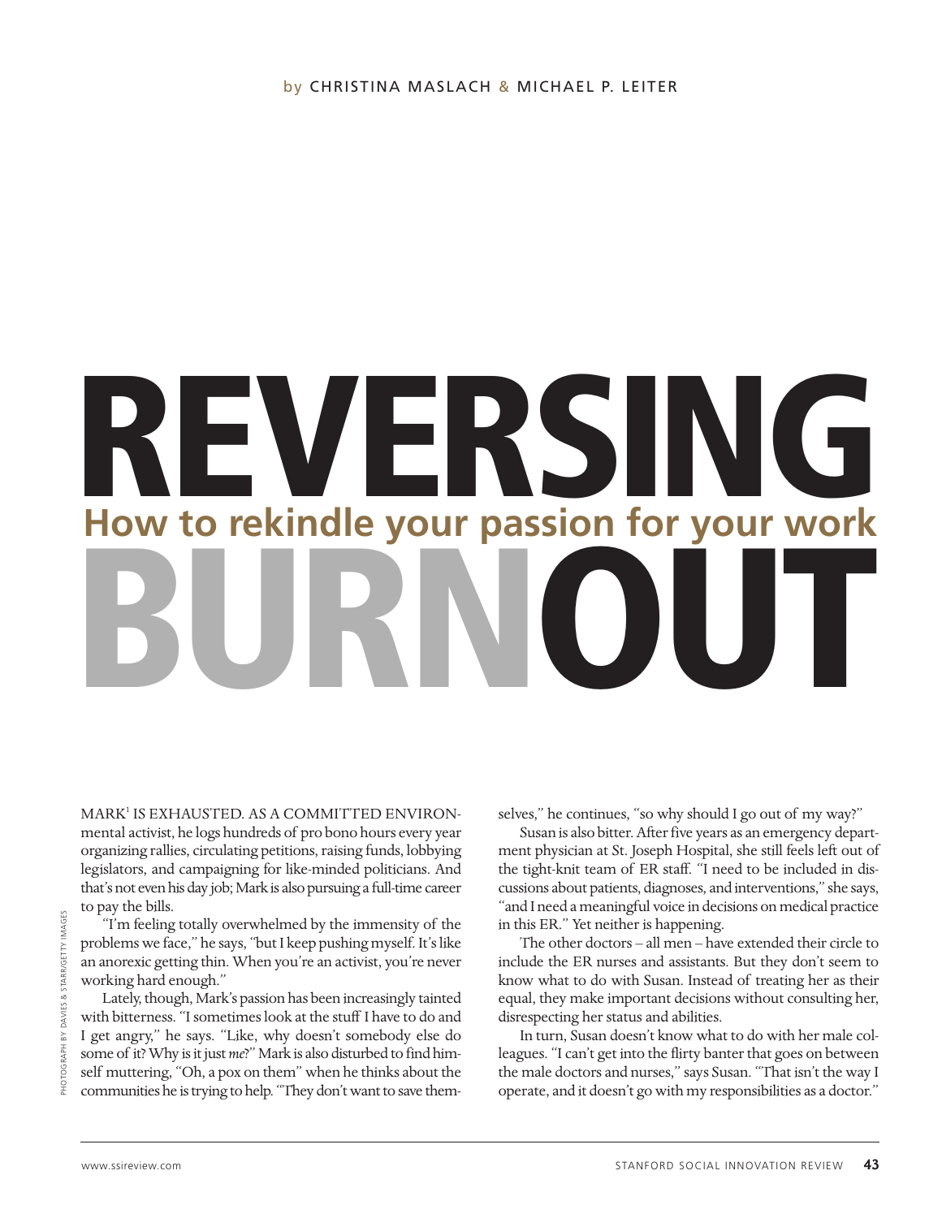by CHRISTINA MASLACH & MICHAEL P. LEITER

# REVERSING BURNOUT

## How to rekindle your passion for your work

PHOTOGRAPH BY DAVIES & STARR/GETTY IMAGES

MARK[1] IS EXHAUSTED. AS A COMMITTED ENVIRONmental activist, he logs hundreds of pro bono hours every year organizing rallies, circulating petitions, raising funds, lobbying legislators, and campaigning for like-minded politicians. And that's not even his day job; Mark is also pursuing a full-time career to pay the bills.

"I'm feeling totally overwhelmed by the immensity of the problems we face," he says, "but I keep pushing myself. It's like an anorexic getting thin. When you're an activist, you're never working hard enough."

Lately, though, Mark's passion has been increasingly tainted with bitterness. "I sometimes look at the stuff I have to do and I get angry," he says. "Like, why doesn't somebody else do some of it? Why is it just *me*?" Mark is also disturbed to find himself muttering, "Oh, a pox on them" when he thinks about the communities he is trying to help. "They don't want to save themselves," he continues, "so why should I go out of my way?"

Susan is also bitter. After five years as an emergency department physician at St. Joseph Hospital, she still feels left out of the tight-knit team of ER staff. "I need to be included in discussions about patients, diagnoses, and interventions," she says, "and I need a meaningful voice in decisions on medical practice in this ER." Yet neither is happening.

The other doctors – all men – have extended their circle to include the ER nurses and assistants. But they don't seem to know what to do with Susan. Instead of treating her as their equal, they make important decisions without consulting her, disrespecting her status and abilities.

In turn, Susan doesn't know what to do with her male colleagues. "I can't get into the flirty banter that goes on between the male doctors and nurses," says Susan. "That isn't the way I operate, and it doesn't go with my responsibilities as a doctor."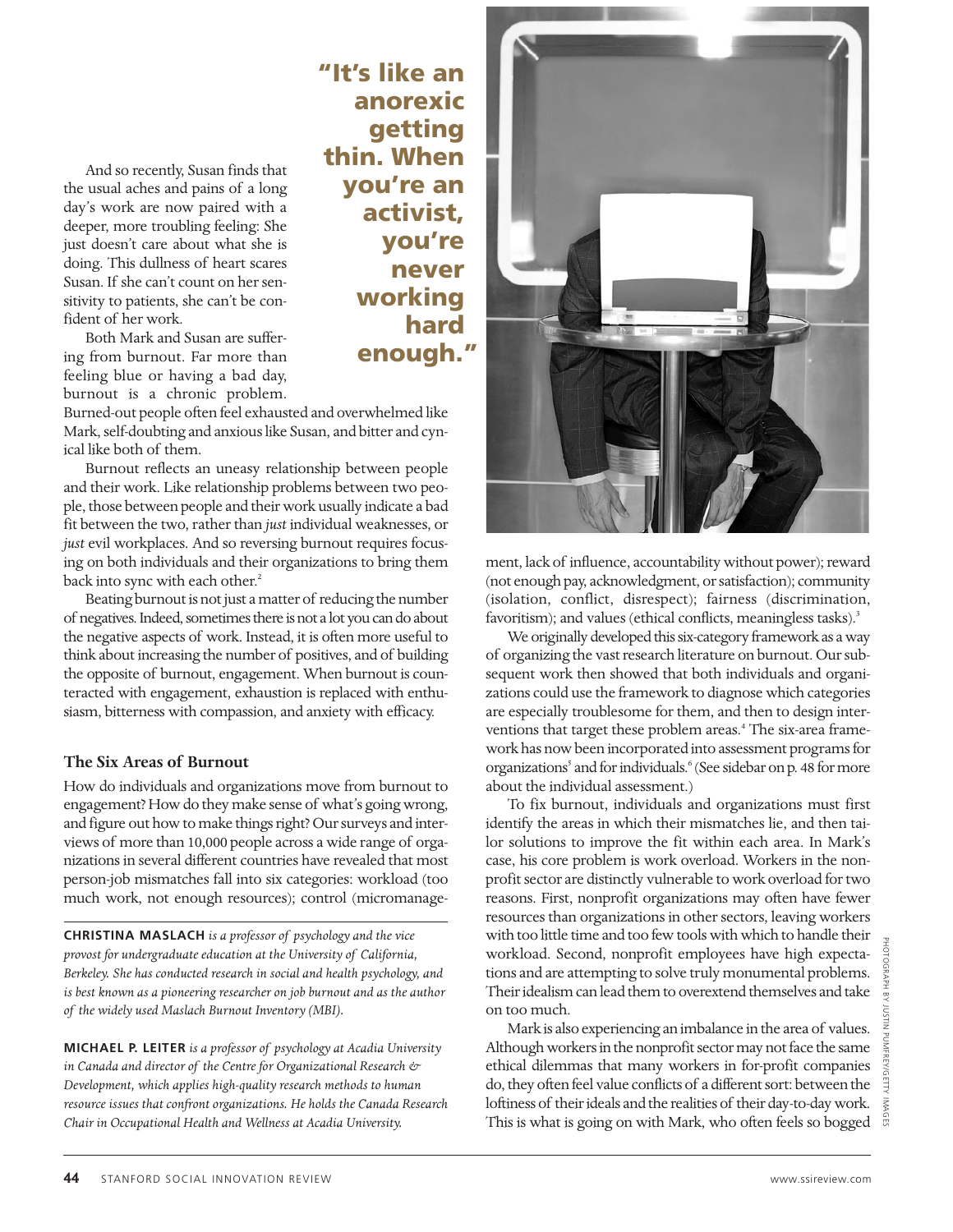And so recently, Susan finds that the usual aches and pains of a long day's work are now paired with a deeper, more troubling feeling: She just doesn't care about what she is doing. This dullness of heart scares Susan. If she can't count on her sensitivity to patients, she can't be confident of her work.

**"It's like an anorexic getting thin. When you're an activist, you're never working hard enough."**

Both Mark and Susan are suffering from burnout. Far more than feeling blue or having a bad day, burnout is a chronic problem. Burned-out people often feel exhausted and overwhelmed like Mark, self-doubting and anxious like Susan, and bitter and cynical like both of them.

Burnout reflects an uneasy relationship between people and their work. Like relationship problems between two people, those between people and their work usually indicate a bad fit between the two, rather than *just* individual weaknesses, or *just* evil workplaces. And so reversing burnout requires focusing on both individuals and their organizations to bring them back into sync with each other.[2]

Beating burnout is not just a matter of reducing the number of negatives. Indeed, sometimes there is not a lot you can do about the negative aspects of work. Instead, it is often more useful to think about increasing the number of positives, and of building the opposite of burnout, engagement. When burnout is counteracted with engagement, exhaustion is replaced with enthusiasm, bitterness with compassion, and anxiety with efficacy.

## The Six Areas of Burnout

How do individuals and organizations move from burnout to engagement? How do they make sense of what's going wrong, and figure out how to make things right? Our surveys and interviews of more than 10,000 people across a wide range of organizations in several different countries have revealed that most person-job mismatches fall into six categories: workload (too much work, not enough resources); control (micromanagement, lack of influence, accountability without power); reward (not enough pay, acknowledgment, or satisfaction); community (isolation, conflict, disrespect); fairness (discrimination, favoritism); and values (ethical conflicts, meaningless tasks).[3]

We originally developed this six-category framework as a way of organizing the vast research literature on burnout. Our subsequent work then showed that both individuals and organizations could use the framework to diagnose which categories are especially troublesome for them, and then to design interventions that target these problem areas.[4] The six-area framework has now been incorporated into assessment programs for organizations[5] and for individuals.[6] (See sidebar on p. 48 for more about the individual assessment.)

To fix burnout, individuals and organizations must first identify the areas in which their mismatches lie, and then tailor solutions to improve the fit within each area. In Mark's case, his core problem is work overload. Workers in the nonprofit sector are distinctly vulnerable to work overload for two reasons. First, nonprofit organizations may often have fewer resources than organizations in other sectors, leaving workers with too little time and too few tools with which to handle their workload. Second, nonprofit employees have high expectations and are attempting to solve truly monumental problems. Their idealism can lead them to overextend themselves and take on too much.

Mark is also experiencing an imbalance in the area of values. Although workers in the nonprofit sector may not face the same ethical dilemmas that many workers in for-profit companies do, they often feel value conflicts of a different sort: between the loftiness of their ideals and the realities of their day-to-day work. This is what is going on with Mark, who often feels so bogged

---

**CHRISTINA MASLACH** *is a professor of psychology and the vice provost for undergraduate education at the University of California, Berkeley. She has conducted research in social and health psychology, and is best known as a pioneering researcher on job burnout and as the author of the widely used Maslach Burnout Inventory (MBI).*

**MICHAEL P. LEITER** *is a professor of psychology at Acadia University in Canada and director of the Centre for Organizational Research & Development, which applies high-quality research methods to human resource issues that confront organizations. He holds the Canada Research Chair in Occupational Health and Wellness at Acadia University.*

PHOTOGRAPH BY JUSTIN PUMFREY/GETTY IMAGES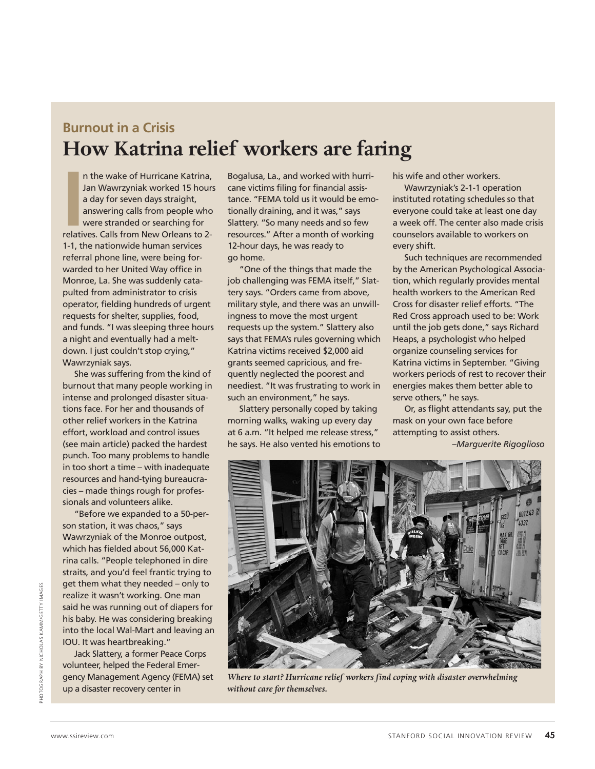## Burnout in a Crisis

# How Katrina relief workers are faring

In the wake of Hurricane Katrina, Jan Wawrzyniak worked 15 hours a day for seven days straight, answering calls from people who were stranded or searching for relatives. Calls from New Orleans to 2-1-1, the nationwide human services referral phone line, were being forwarded to her United Way office in Monroe, La. She was suddenly catapulted from administrator to crisis operator, fielding hundreds of urgent requests for shelter, supplies, food, and funds. "I was sleeping three hours a night and eventually had a meltdown. I just couldn't stop crying," Wawrzyniak says.

She was suffering from the kind of burnout that many people working in intense and prolonged disaster situations face. For her and thousands of other relief workers in the Katrina effort, workload and control issues (see main article) packed the hardest punch. Too many problems to handle in too short a time – with inadequate resources and hand-tying bureaucracies – made things rough for professionals and volunteers alike.

"Before we expanded to a 50-person station, it was chaos," says Wawrzyniak of the Monroe outpost, which has fielded about 56,000 Katrina calls. "People telephoned in dire straits, and you'd feel frantic trying to get them what they needed – only to realize it wasn't working. One man said he was running out of diapers for his baby. He was considering breaking into the local Wal-Mart and leaving an IOU. It was heartbreaking."

Jack Slattery, a former Peace Corps volunteer, helped the Federal Emergency Management Agency (FEMA) set up a disaster recovery center in Bogalusa, La., and worked with hurricane victims filing for financial assistance. "FEMA told us it would be emotionally draining, and it was," says Slattery. "So many needs and so few resources." After a month of working 12-hour days, he was ready to go home.

"One of the things that made the job challenging was FEMA itself," Slattery says. "Orders came from above, military style, and there was an unwillingness to move the most urgent requests up the system." Slattery also says that FEMA's rules governing which Katrina victims received $2,000 aid grants seemed capricious, and frequently neglected the poorest and neediest. "It was frustrating to work in such an environment," he says.

Slattery personally coped by taking morning walks, waking up every day at 6 a.m. "It helped me release stress," he says. He also vented his emotions to his wife and other workers.

Wawrzyniak's 2-1-1 operation instituted rotating schedules so that everyone could take at least one day a week off. The center also made crisis counselors available to workers on every shift.

Such techniques are recommended by the American Psychological Association, which regularly provides mental health workers to the American Red Cross for disaster relief efforts. "The Red Cross approach used to be: Work until the job gets done," says Richard Heaps, a psychologist who helped organize counseling services for Katrina victims in September. "Giving workers periods of rest to recover their energies makes them better able to serve others," he says.

Or, as flight attendants say, put the mask on your own face before attempting to assist others.

*–Marguerite Rigoglioso*

*Where to start? Hurricane relief workers find coping with disaster overwhelming without care for themselves.*

PHOTOGRAPH BY NICHOLAS KAMM/GETTY IMAGES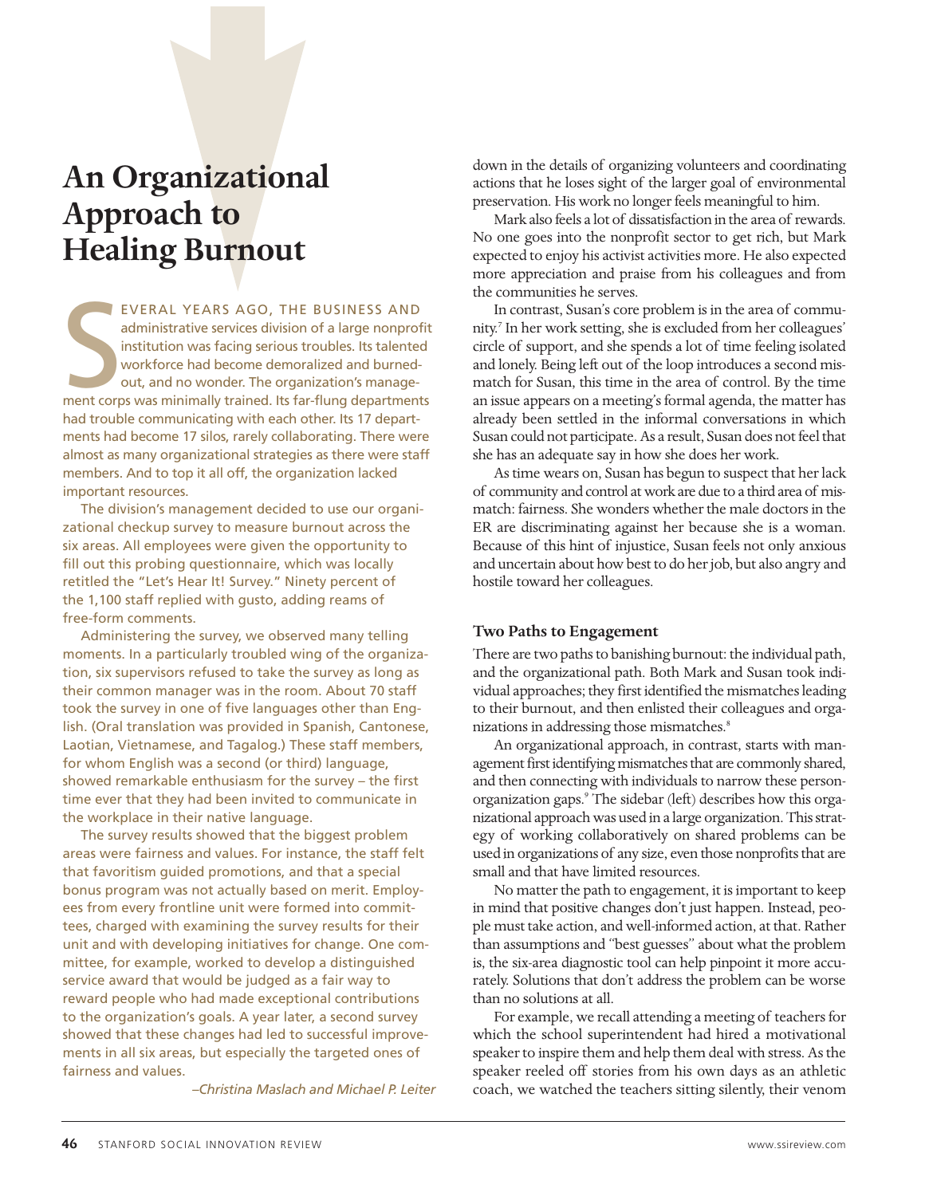## An Organizational Approach to Healing Burnout

SEVERAL YEARS AGO, THE BUSINESS AND administrative services division of a large nonprofit institution was facing serious troubles. Its talented workforce had become demoralized and burned-out, and no wonder. The organization's management corps was minimally trained. Its far-flung departments had trouble communicating with each other. Its 17 departments had become 17 silos, rarely collaborating. There were almost as many organizational strategies as there were staff members. And to top it all off, the organization lacked important resources.

The division's management decided to use our organizational checkup survey to measure burnout across the six areas. All employees were given the opportunity to fill out this probing questionnaire, which was locally retitled the "Let's Hear It! Survey." Ninety percent of the 1,100 staff replied with gusto, adding reams of free-form comments.

Administering the survey, we observed many telling moments. In a particularly troubled wing of the organization, six supervisors refused to take the survey as long as their common manager was in the room. About 70 staff took the survey in one of five languages other than English. (Oral translation was provided in Spanish, Cantonese, Laotian, Vietnamese, and Tagalog.) These staff members, for whom English was a second (or third) language, showed remarkable enthusiasm for the survey – the first time ever that they had been invited to communicate in the workplace in their native language.

The survey results showed that the biggest problem areas were fairness and values. For instance, the staff felt that favoritism guided promotions, and that a special bonus program was not actually based on merit. Employees from every frontline unit were formed into committees, charged with examining the survey results for their unit and with developing initiatives for change. One committee, for example, worked to develop a distinguished service award that would be judged as a fair way to reward people who had made exceptional contributions to the organization's goals. A year later, a second survey showed that these changes had led to successful improvements in all six areas, but especially the targeted ones of fairness and values.

*–Christina Maslach and Michael P. Leiter*

down in the details of organizing volunteers and coordinating actions that he loses sight of the larger goal of environmental preservation. His work no longer feels meaningful to him.

Mark also feels a lot of dissatisfaction in the area of rewards. No one goes into the nonprofit sector to get rich, but Mark expected to enjoy his activist activities more. He also expected more appreciation and praise from his colleagues and from the communities he serves.

In contrast, Susan's core problem is in the area of community.[7] In her work setting, she is excluded from her colleagues' circle of support, and she spends a lot of time feeling isolated and lonely. Being left out of the loop introduces a second mismatch for Susan, this time in the area of control. By the time an issue appears on a meeting's formal agenda, the matter has already been settled in the informal conversations in which Susan could not participate. As a result, Susan does not feel that she has an adequate say in how she does her work.

As time wears on, Susan has begun to suspect that her lack of community and control at work are due to a third area of mismatch: fairness. She wonders whether the male doctors in the ER are discriminating against her because she is a woman. Because of this hint of injustice, Susan feels not only anxious and uncertain about how best to do her job, but also angry and hostile toward her colleagues.

### Two Paths to Engagement

There are two paths to banishing burnout: the individual path, and the organizational path. Both Mark and Susan took individual approaches; they first identified the mismatches leading to their burnout, and then enlisted their colleagues and organizations in addressing those mismatches.[8]

An organizational approach, in contrast, starts with management first identifying mismatches that are commonly shared, and then connecting with individuals to narrow these person-organization gaps.[9] The sidebar (left) describes how this organizational approach was used in a large organization. This strategy of working collaboratively on shared problems can be used in organizations of any size, even those nonprofits that are small and that have limited resources.

No matter the path to engagement, it is important to keep in mind that positive changes don't just happen. Instead, people must take action, and well-informed action, at that. Rather than assumptions and "best guesses" about what the problem is, the six-area diagnostic tool can help pinpoint it more accurately. Solutions that don't address the problem can be worse than no solutions at all.

For example, we recall attending a meeting of teachers for which the school superintendent had hired a motivational speaker to inspire them and help them deal with stress. As the speaker reeled off stories from his own days as an athletic coach, we watched the teachers sitting silently, their venom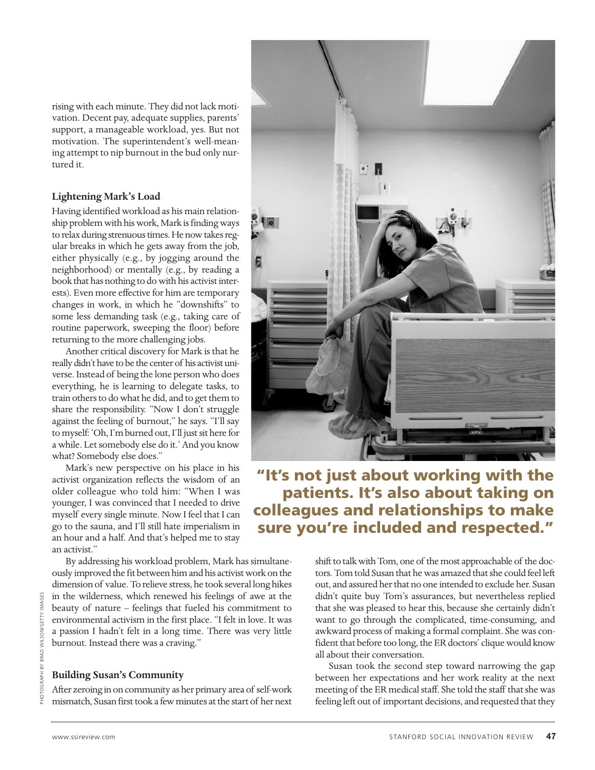rising with each minute. They did not lack motivation. Decent pay, adequate supplies, parents' support, a manageable workload, yes. But not motivation. The superintendent's well-meaning attempt to nip burnout in the bud only nurtured it.

### Lightening Mark's Load

Having identified workload as his main relationship problem with his work, Mark is finding ways to relax during strenuous times. He now takes regular breaks in which he gets away from the job, either physically (e.g., by jogging around the neighborhood) or mentally (e.g., by reading a book that has nothing to do with his activist interests). Even more effective for him are temporary changes in work, in which he "downshifts" to some less demanding task (e.g., taking care of routine paperwork, sweeping the floor) before returning to the more challenging jobs.

Another critical discovery for Mark is that he really didn't have to be the center of his activist universe. Instead of being the lone person who does everything, he is learning to delegate tasks, to train others to do what he did, and to get them to share the responsibility. "Now I don't struggle against the feeling of burnout," he says. "I'll say to myself: 'Oh, I'm burned out, I'll just sit here for a while. Let somebody else do it.' And you know what? Somebody else does."

Mark's new perspective on his place in his activist organization reflects the wisdom of an older colleague who told him: "When I was younger, I was convinced that I needed to drive myself every single minute. Now I feel that I can go to the sauna, and I'll still hate imperialism in an hour and a half. And that's helped me to stay an activist."

**"It's not just about working with the patients. It's also about taking on colleagues and relationships to make sure you're included and respected."**

By addressing his workload problem, Mark has simultaneously improved the fit between him and his activist work on the dimension of value. To relieve stress, he took several long hikes in the wilderness, which renewed his feelings of awe at the beauty of nature – feelings that fueled his commitment to environmental activism in the first place. "I felt in love. It was a passion I hadn't felt in a long time. There was very little burnout. Instead there was a craving."

### Building Susan's Community

After zeroing in on community as her primary area of self-work mismatch, Susan first took a few minutes at the start of her next shift to talk with Tom, one of the most approachable of the doctors. Tom told Susan that he was amazed that she could feel left out, and assured her that no one intended to exclude her. Susan didn't quite buy Tom's assurances, but nevertheless replied that she was pleased to hear this, because she certainly didn't want to go through the complicated, time-consuming, and awkward process of making a formal complaint. She was confident that before too long, the ER doctors' clique would know all about their conversation.

Susan took the second step toward narrowing the gap between her expectations and her work reality at the next meeting of the ER medical staff. She told the staff that she was feeling left out of important decisions, and requested that they

PHOTOGRAPH BY BRAD WILSON/GETTY IMAGES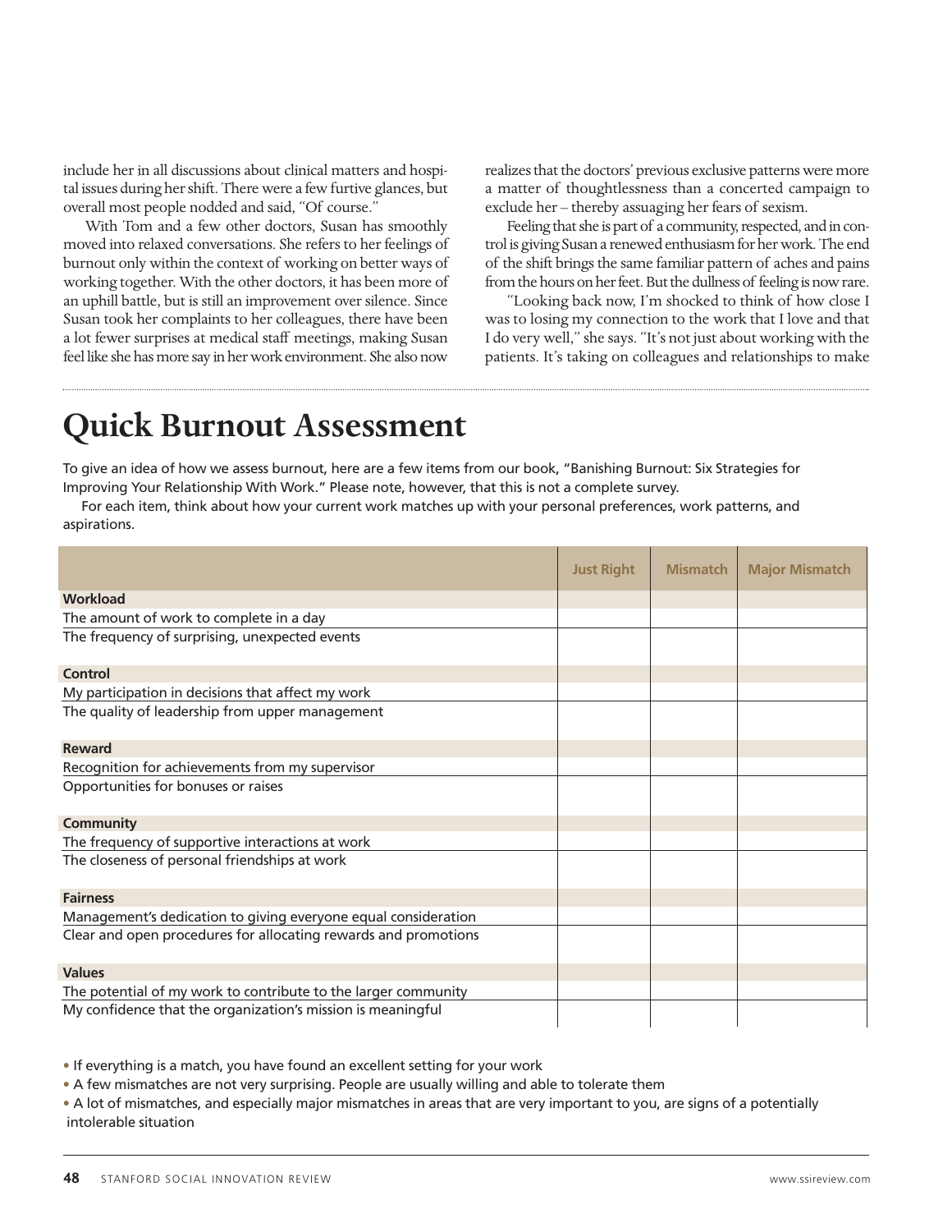include her in all discussions about clinical matters and hospital issues during her shift. There were a few furtive glances, but overall most people nodded and said, "Of course."

With Tom and a few other doctors, Susan has smoothly moved into relaxed conversations. She refers to her feelings of burnout only within the context of working on better ways of working together. With the other doctors, it has been more of an uphill battle, but is still an improvement over silence. Since Susan took her complaints to her colleagues, there have been a lot fewer surprises at medical staff meetings, making Susan feel like she has more say in her work environment. She also now realizes that the doctors' previous exclusive patterns were more a matter of thoughtlessness than a concerted campaign to exclude her – thereby assuaging her fears of sexism.

Feeling that she is part of a community, respected, and in control is giving Susan a renewed enthusiasm for her work. The end of the shift brings the same familiar pattern of aches and pains from the hours on her feet. But the dullness of feeling is now rare.

"Looking back now, I'm shocked to think of how close I was to losing my connection to the work that I love and that I do very well," she says. "It's not just about working with the patients. It's taking on colleagues and relationships to make

# Quick Burnout Assessment

To give an idea of how we assess burnout, here are a few items from our book, "Banishing Burnout: Six Strategies for Improving Your Relationship With Work." Please note, however, that this is not a complete survey.

For each item, think about how your current work matches up with your personal preferences, work patterns, and aspirations.

| | Just Right | Mismatch | Major Mismatch |
|---|---|---|---|
| **Workload** | | | |
| The amount of work to complete in a day | | | |
| The frequency of surprising, unexpected events | | | |
| **Control** | | | |
| My participation in decisions that affect my work | | | |
| The quality of leadership from upper management | | | |
| **Reward** | | | |
| Recognition for achievements from my supervisor | | | |
| Opportunities for bonuses or raises | | | |
| **Community** | | | |
| The frequency of supportive interactions at work | | | |
| The closeness of personal friendships at work | | | |
| **Fairness** | | | |
| Management's dedication to giving everyone equal consideration | | | |
| Clear and open procedures for allocating rewards and promotions | | | |
| **Values** | | | |
| The potential of my work to contribute to the larger community | | | |
| My confidence that the organization's mission is meaningful | | | |

- If everything is a match, you have found an excellent setting for your work
- A few mismatches are not very surprising. People are usually willing and able to tolerate them
- A lot of mismatches, and especially major mismatches in areas that are very important to you, are signs of a potentially intolerable situation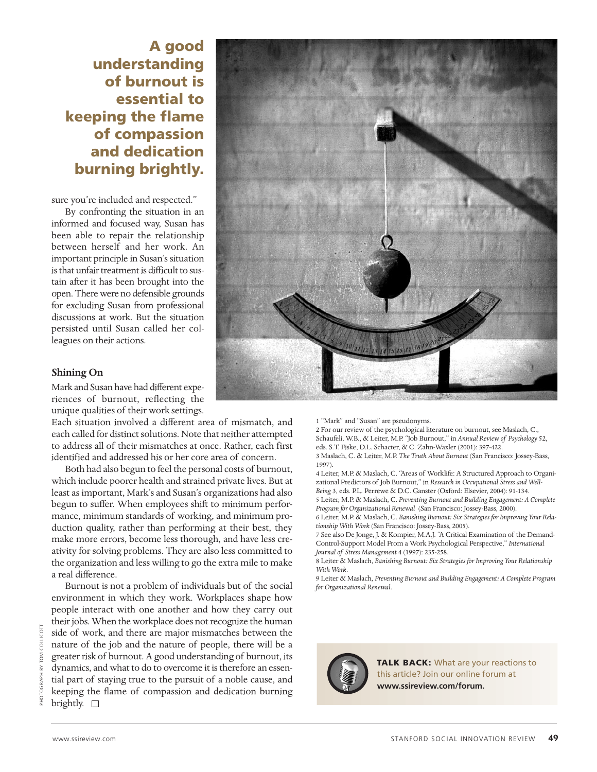**A good understanding of burnout is essential to keeping the flame of compassion and dedication burning brightly.**

sure you're included and respected."

By confronting the situation in an informed and focused way, Susan has been able to repair the relationship between herself and her work. An important principle in Susan's situation is that unfair treatment is difficult to sustain after it has been brought into the open. There were no defensible grounds for excluding Susan from professional discussions at work. But the situation persisted until Susan called her colleagues on their actions.

### Shining On

Mark and Susan have had different experiences of burnout, reflecting the unique qualities of their work settings. Each situation involved a different area of mismatch, and each called for distinct solutions. Note that neither attempted to address all of their mismatches at once. Rather, each first identified and addressed his or her core area of concern.

Both had also begun to feel the personal costs of burnout, which include poorer health and strained private lives. But at least as important, Mark's and Susan's organizations had also begun to suffer. When employees shift to minimum performance, minimum standards of working, and minimum production quality, rather than performing at their best, they make more errors, become less thorough, and have less creativity for solving problems. They are also less committed to the organization and less willing to go the extra mile to make a real difference.

Burnout is not a problem of individuals but of the social environment in which they work. Workplaces shape how people interact with one another and how they carry out their jobs. When the workplace does not recognize the human side of work, and there are major mismatches between the nature of the job and the nature of people, there will be a greater risk of burnout. A good understanding of burnout, its dynamics, and what to do to overcome it is therefore an essential part of staying true to the pursuit of a noble cause, and keeping the flame of compassion and dedication burning brightly. □

PHOTOGRAPH BY TOM COLLICOTT

1 "Mark" and "Susan" are pseudonyms.

2 For our review of the psychological literature on burnout, see Maslach, C., Schaufeli, W.B., & Leiter, M.P. "Job Burnout," in *Annual Review of Psychology* 52, eds. S.T. Fiske, D.L. Schacter, & C. Zahn-Waxler (2001): 397-422.

3 Maslach, C. & Leiter, M.P. *The Truth About Burnout* (San Francisco: Jossey-Bass, 1997).

4 Leiter, M.P. & Maslach, C. "Areas of Worklife: A Structured Approach to Organizational Predictors of Job Burnout," in *Research in Occupational Stress and Well-Being* 3, eds. P.L. Perrewe & D.C. Ganster (Oxford: Elsevier, 2004): 91-134.

5 Leiter, M.P. & Maslach, C. *Preventing Burnout and Building Engagement: A Complete Program for Organizational Renewal* (San Francisco: Jossey-Bass, 2000).

6 Leiter, M.P. & Maslach, C. *Banishing Burnout: Six Strategies for Improving Your Relationship With Work* (San Francisco: Jossey-Bass, 2005).

7 See also De Jonge, J. & Kompier, M.A.J. "A Critical Examination of the Demand-Control-Support Model From a Work Psychological Perspective," *International Journal of Stress Management* 4 (1997): 235-258.

8 Leiter & Maslach, *Banishing Burnout: Six Strategies for Improving Your Relationship With Work*.

9 Leiter & Maslach, *Preventing Burnout and Building Engagement: A Complete Program for Organizational Renewal*.

**TALK BACK:** What are your reactions to this article? Join our online forum at **www.ssireview.com/forum.**